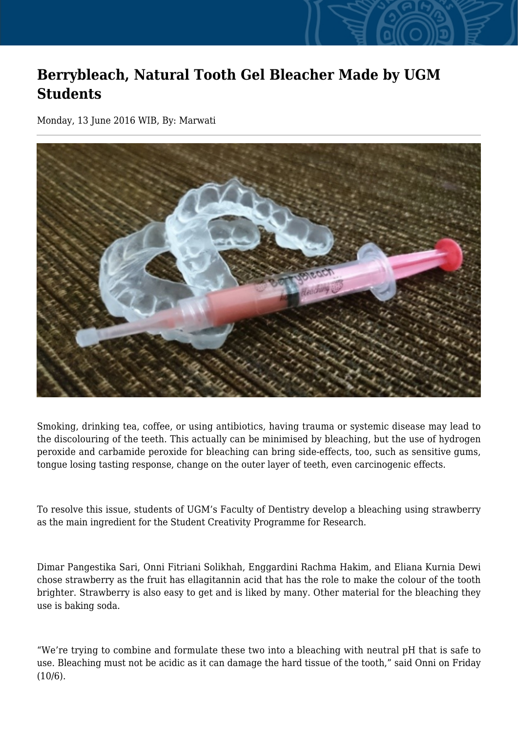# Berrybleach, Natural Tooth Gel Bleacher Made by UGM Students

Monday, 13 June 2016 WIB, By: Marwati

Smoking, drinking tea, coffee, or using antibiotics, having trauma or systemic disease may lead to the discolouring of the teeth. This actually can be minimised by bleaching, but the use of hydrogen peroxide and carbamide peroxide for bleaching can bring side-effects, too, such as sensitive gums, tongue losing tasting response, change on the outer layer of teeth, even carcinogenic effects.

To resolve this issue, students of UGM's Faculty of Dentistry develop a bleaching using strawberry as the main ingredient for the Student Creativity Programme for Research.

Dimar Pangestika Sari, Onni Fitriani Solikhah, Enggardini Rachma Hakim, and Eliana Kurnia Dewi chose strawberry as the fruit has ellagitannin acid that has the role to make the colour of the tooth brighter. Strawberry is also easy to get and is liked by many. Other material for the bleaching they use is baking soda.

"We're trying to combine and formulate these two into a bleaching with neutral pH that is safe to use. Bleaching must not be acidic as it can damage the hard tissue of the tooth," said Onni on Friday (10/6).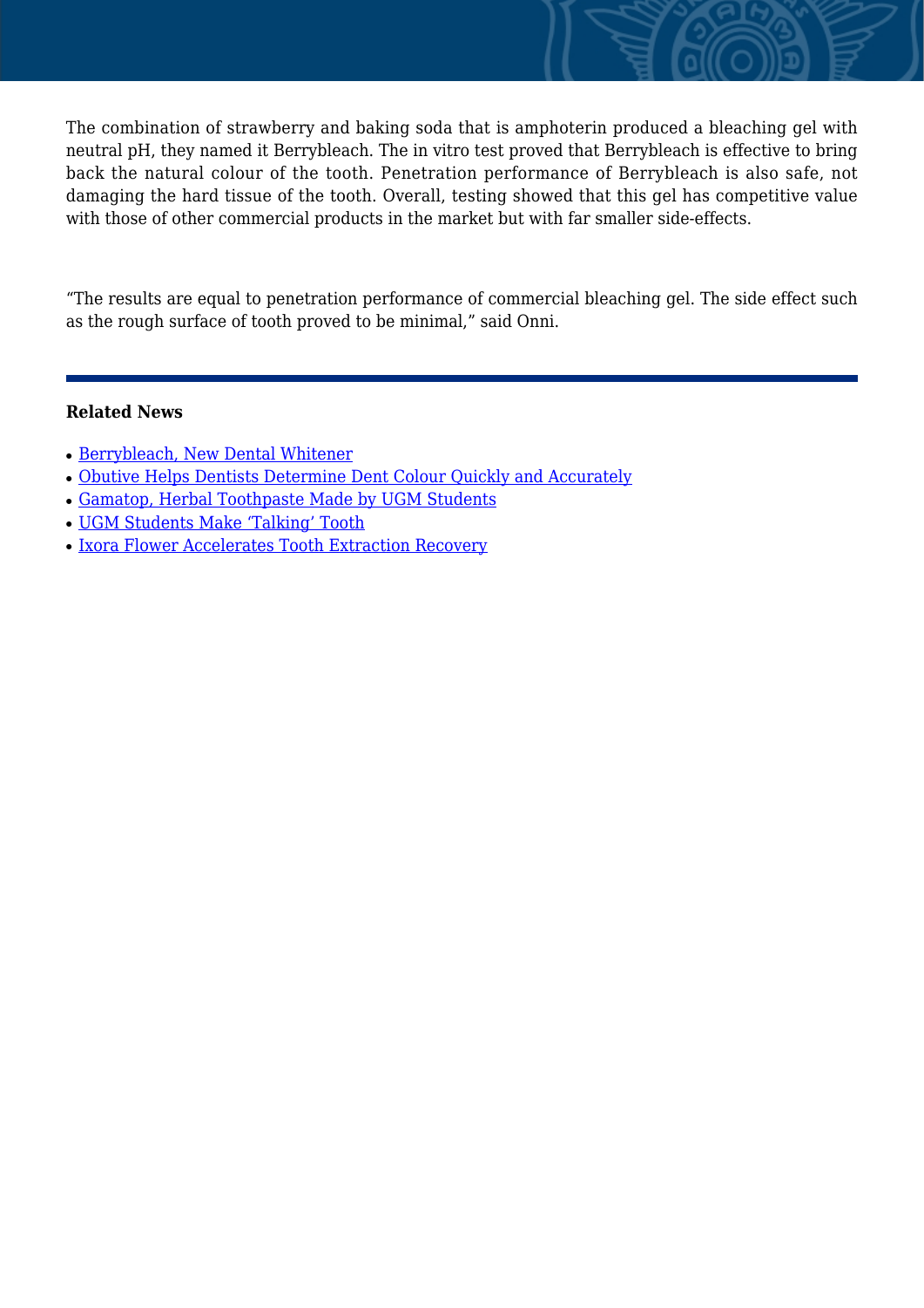The combination of strawberry and baking soda that is amphoterin produced a bleaching gel with neutral pH, they named it Berrybleach. The in vitro test proved that Berrybleach is effective to bring back the natural colour of the tooth. Penetration performance of Berrybleach is also safe, not damaging the hard tissue of the tooth. Overall, testing showed that this gel has competitive value with those of other commercial products in the market but with far smaller side-effects.

"The results are equal to penetration performance of commercial bleaching gel. The side effect such as the rough surface of tooth proved to be minimal," said Onni.

---

**Related News**

- Berrybleach, New Dental Whitener
- Obutive Helps Dentists Determine Dent Colour Quickly and Accurately
- Gamatop, Herbal Toothpaste Made by UGM Students
- UGM Students Make 'Talking' Tooth
- Ixora Flower Accelerates Tooth Extraction Recovery